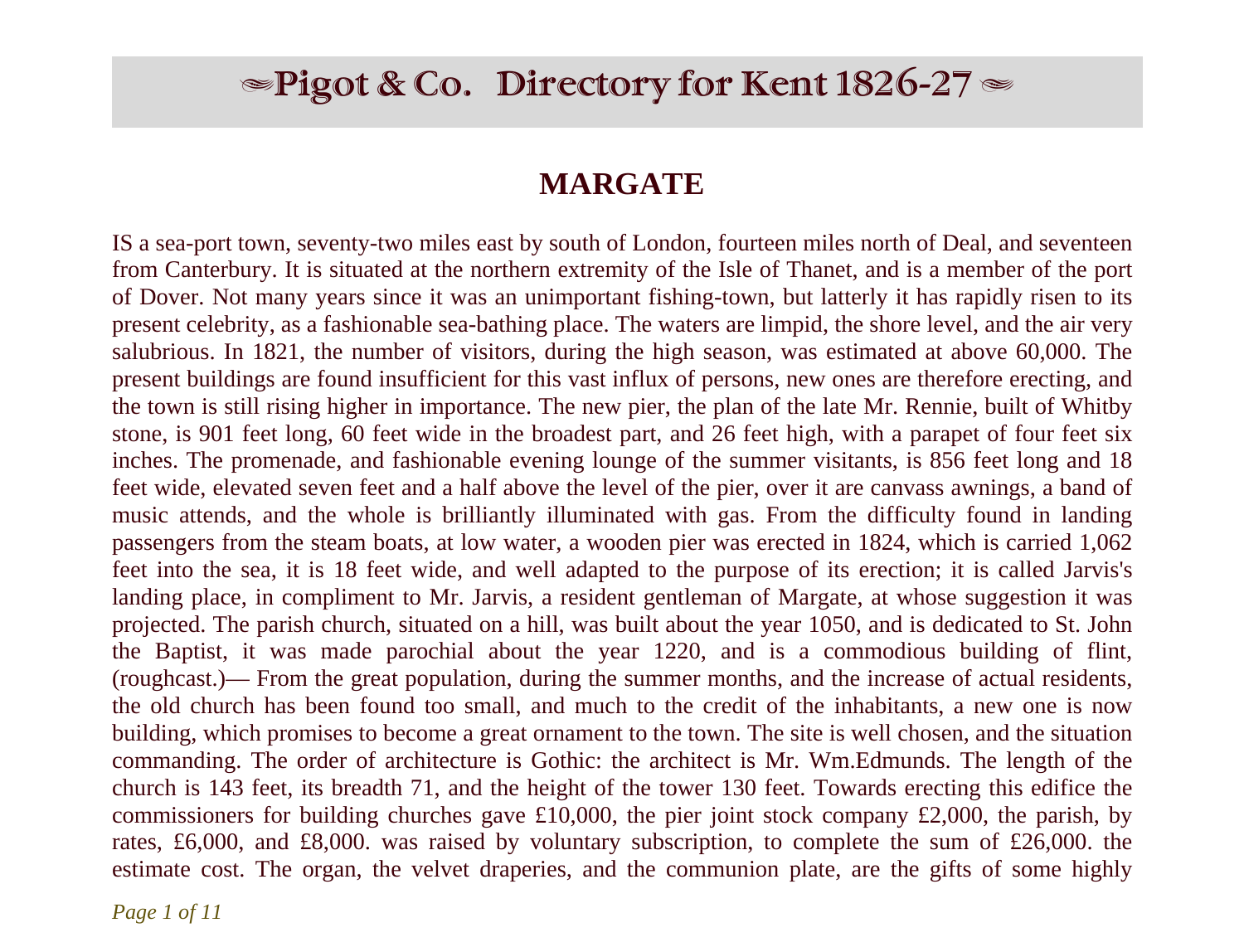# ✒Pigot & Co. Directory for Kent 1826-27✒

## MARGATE

IS a sea-port town, seventy-two miles east by south of London, fourteen miles north of Deal, and seventeen from Canterbury. It is situated at the northern extremity of the Isle of Thanet, and is a member of the port of Dover. Not many years since it was an unimportant fishing-town, but latterly it has rapidly risen to its present celebrity, as a fashionable sea-bathing place. The waters are limpid, the shore level, and the air very salubrious. In 1821, the number of visitors, during the high season, was estimated at above 60,000. The present buildings are found insufficient for this vast influx of persons, new ones are therefore erecting, and the town is still rising higher in importance. The new pier, the plan of the late Mr. Rennie, built of Whitby stone, is 901 feet long, 60 feet wide in the broadest part, and 26 feet high, with a parapet of four feet six inches. The promenade, and fashionable evening lounge of the summer visitants, is 856 feet long and 18 feet wide, elevated seven feet and a half above the level of the pier, over it are canvass awnings, a band of music attends, and the whole is brilliantly illuminated with gas. From the difficulty found in landing passengers from the steam boats, at low water, a wooden pier was erected in 1824, which is carried 1,062 feet into the sea, it is 18 feet wide, and well adapted to the purpose of its erection; it is called Jarvis's landing place, in compliment to Mr. Jarvis, a resident gentleman of Margate, at whose suggestion it was projected. The parish church, situated on a hill, was built about the year 1050, and is dedicated to St. John the Baptist, it was made parochial about the year 1220, and is a commodious building of flint, (roughcast.)— From the great population, during the summer months, and the increase of actual residents, the old church has been found too small, and much to the credit of the inhabitants, a new one is now building, which promises to become a great ornament to the town. The site is well chosen, and the situation commanding. The order of architecture is Gothic: the architect is Mr. Wm.Edmunds. The length of the church is 143 feet, its breadth 71, and the height of the tower 130 feet. Towards erecting this edifice the commissioners for building churches gave £10,000, the pier joint stock company £2,000, the parish, by rates, £6,000, and £8,000. was raised by voluntary subscription, to complete the sum of £26,000. the estimate cost. The organ, the velvet draperies, and the communion plate, are the gifts of some highly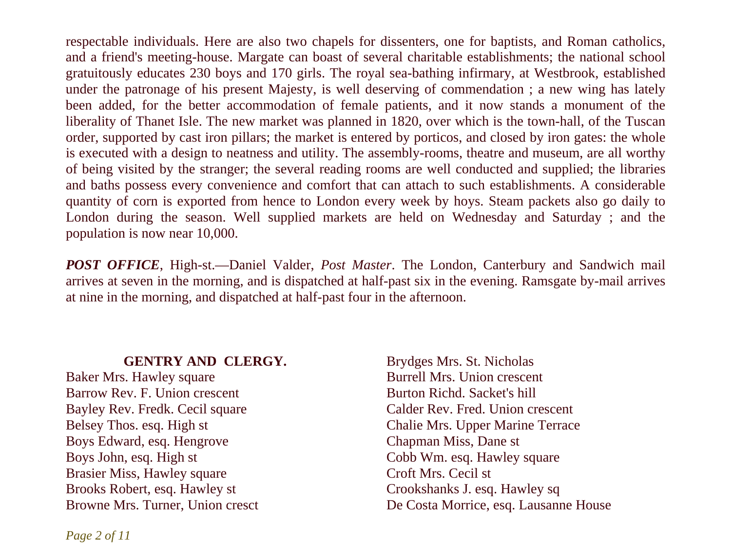respectable individuals. Here are also two chapels for dissenters, one for baptists, and Roman catholics, and a friend's meeting-house. Margate can boast of several charitable establishments; the national school gratuitously educates 230 boys and 170 girls. The royal sea-bathing infirmary, at Westbrook, established under the patronage of his present Majesty, is well deserving of commendation ; a new wing has lately been added, for the better accommodation of female patients, and it now stands a monument of the liberality of Thanet Isle. The new market was planned in 1820, over which is the town-hall, of the Tuscan order, supported by cast iron pillars; the market is entered by porticos, and closed by iron gates: the whole is executed with a design to neatness and utility. The assembly-rooms, theatre and museum, are all worthy of being visited by the stranger; the several reading rooms are well conducted and supplied; the libraries and baths possess every convenience and comfort that can attach to such establishments. A considerable quantity of corn is exported from hence to London every week by hoys. Steam packets also go daily to London during the season. Well supplied markets are held on Wednesday and Saturday ; and the population is now near 10,000.

***POST OFFICE***, High-st.—Daniel Valder, *Post Master*. The London, Canterbury and Sandwich mail arrives at seven in the morning, and is dispatched at half-past six in the evening. Ramsgate by-mail arrives at nine in the morning, and dispatched at half-past four in the afternoon.

**GENTRY AND CLERGY.**

Baker Mrs. Hawley square
Barrow Rev. F. Union crescent
Bayley Rev. Fredk. Cecil square
Belsey Thos. esq. High st
Boys Edward, esq. Hengrove
Boys John, esq. High st
Brasier Miss, Hawley square
Brooks Robert, esq. Hawley st
Browne Mrs. Turner, Union cresct
Brydges Mrs. St. Nicholas
Burrell Mrs. Union crescent
Burton Richd. Sacket's hill
Calder Rev. Fred. Union crescent
Chalie Mrs. Upper Marine Terrace
Chapman Miss, Dane st
Cobb Wm. esq. Hawley square
Croft Mrs. Cecil st
Crookshanks J. esq. Hawley sq
De Costa Morrice, esq. Lausanne House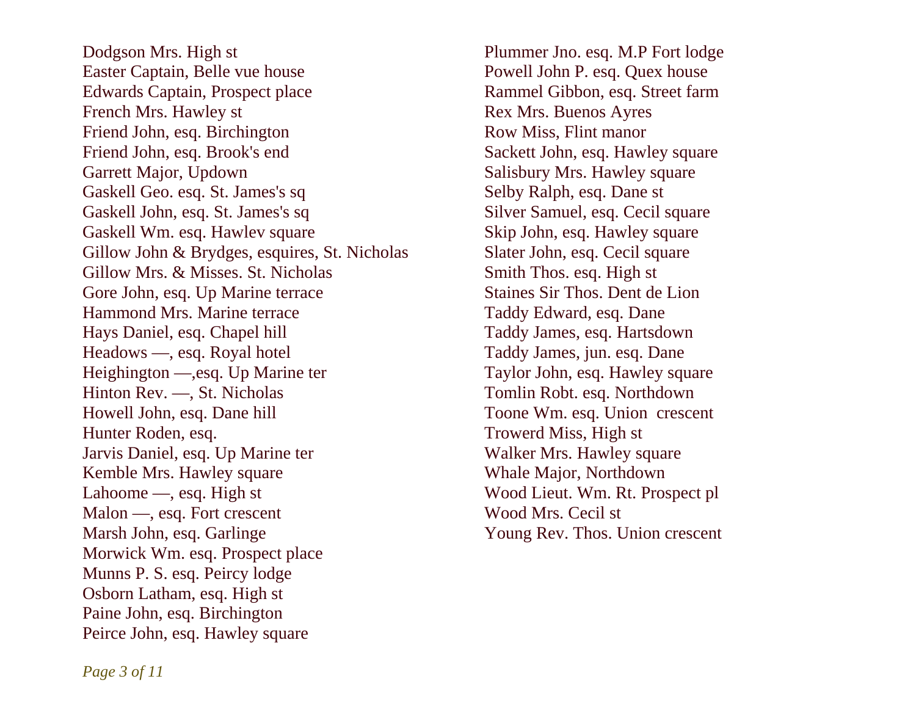Dodgson Mrs. High st
Easter Captain, Belle vue house
Edwards Captain, Prospect place
French Mrs. Hawley st
Friend John, esq. Birchington
Friend John, esq. Brook's end
Garrett Major, Updown
Gaskell Geo. esq. St. James's sq
Gaskell John, esq. St. James's sq
Gaskell Wm. esq. Hawlev square
Gillow John & Brydges, esquires, St. Nicholas
Gillow Mrs. & Misses. St. Nicholas
Gore John, esq. Up Marine terrace
Hammond Mrs. Marine terrace
Hays Daniel, esq. Chapel hill
Headows —, esq. Royal hotel
Heighington —,esq. Up Marine ter
Hinton Rev. —, St. Nicholas
Howell John, esq. Dane hill
Hunter Roden, esq.
Jarvis Daniel, esq. Up Marine ter
Kemble Mrs. Hawley square
Lahoome —, esq. High st
Malon —, esq. Fort crescent
Marsh John, esq. Garlinge
Morwick Wm. esq. Prospect place
Munns P. S. esq. Peircy lodge
Osborn Latham, esq. High st
Paine John, esq. Birchington
Peirce John, esq. Hawley square
Plummer Jno. esq. M.P Fort lodge
Powell John P. esq. Quex house
Rammel Gibbon, esq. Street farm
Rex Mrs. Buenos Ayres
Row Miss, Flint manor
Sackett John, esq. Hawley square
Salisbury Mrs. Hawley square
Selby Ralph, esq. Dane st
Silver Samuel, esq. Cecil square
Skip John, esq. Hawley square
Slater John, esq. Cecil square
Smith Thos. esq. High st
Staines Sir Thos. Dent de Lion
Taddy Edward, esq. Dane
Taddy James, esq. Hartsdown
Taddy James, jun. esq. Dane
Taylor John, esq. Hawley square
Tomlin Robt. esq. Northdown
Toone Wm. esq. Union crescent
Trowerd Miss, High st
Walker Mrs. Hawley square
Whale Major, Northdown
Wood Lieut. Wm. Rt. Prospect pl
Wood Mrs. Cecil st
Young Rev. Thos. Union crescent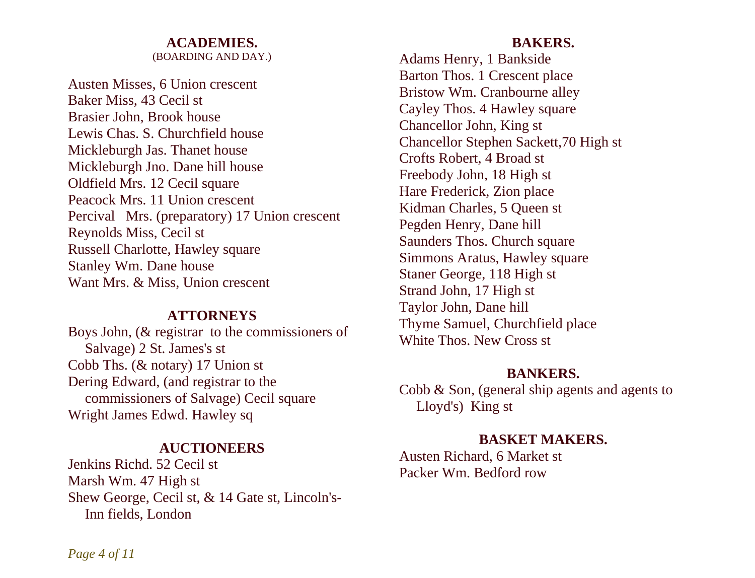## ACADEMIES.
(BOARDING AND DAY.)

Austen Misses, 6 Union crescent
Baker Miss, 43 Cecil st
Brasier John, Brook house
Lewis Chas. S. Churchfield house
Mickleburgh Jas. Thanet house
Mickleburgh Jno. Dane hill house
Oldfield Mrs. 12 Cecil square
Peacock Mrs. 11 Union crescent
Percival Mrs. (preparatory) 17 Union crescent
Reynolds Miss, Cecil st
Russell Charlotte, Hawley square
Stanley Wm. Dane house
Want Mrs. & Miss, Union crescent

## ATTORNEYS

Boys John, (& registrar to the commissioners of Salvage) 2 St. James's st
Cobb Ths. (& notary) 17 Union st
Dering Edward, (and registrar to the commissioners of Salvage) Cecil square
Wright James Edwd. Hawley sq

## AUCTIONEERS

Jenkins Richd. 52 Cecil st
Marsh Wm. 47 High st
Shew George, Cecil st, & 14 Gate st, Lincoln's-Inn fields, London

## BAKERS.

Adams Henry, 1 Bankside
Barton Thos. 1 Crescent place
Bristow Wm. Cranbourne alley
Cayley Thos. 4 Hawley square
Chancellor John, King st
Chancellor Stephen Sackett,70 High st
Crofts Robert, 4 Broad st
Freebody John, 18 High st
Hare Frederick, Zion place
Kidman Charles, 5 Queen st
Pegden Henry, Dane hill
Saunders Thos. Church square
Simmons Aratus, Hawley square
Staner George, 118 High st
Strand John, 17 High st
Taylor John, Dane hill
Thyme Samuel, Churchfield place
White Thos. New Cross st

## BANKERS.

Cobb & Son, (general ship agents and agents to Lloyd's) King st

## BASKET MAKERS.

Austen Richard, 6 Market st
Packer Wm. Bedford row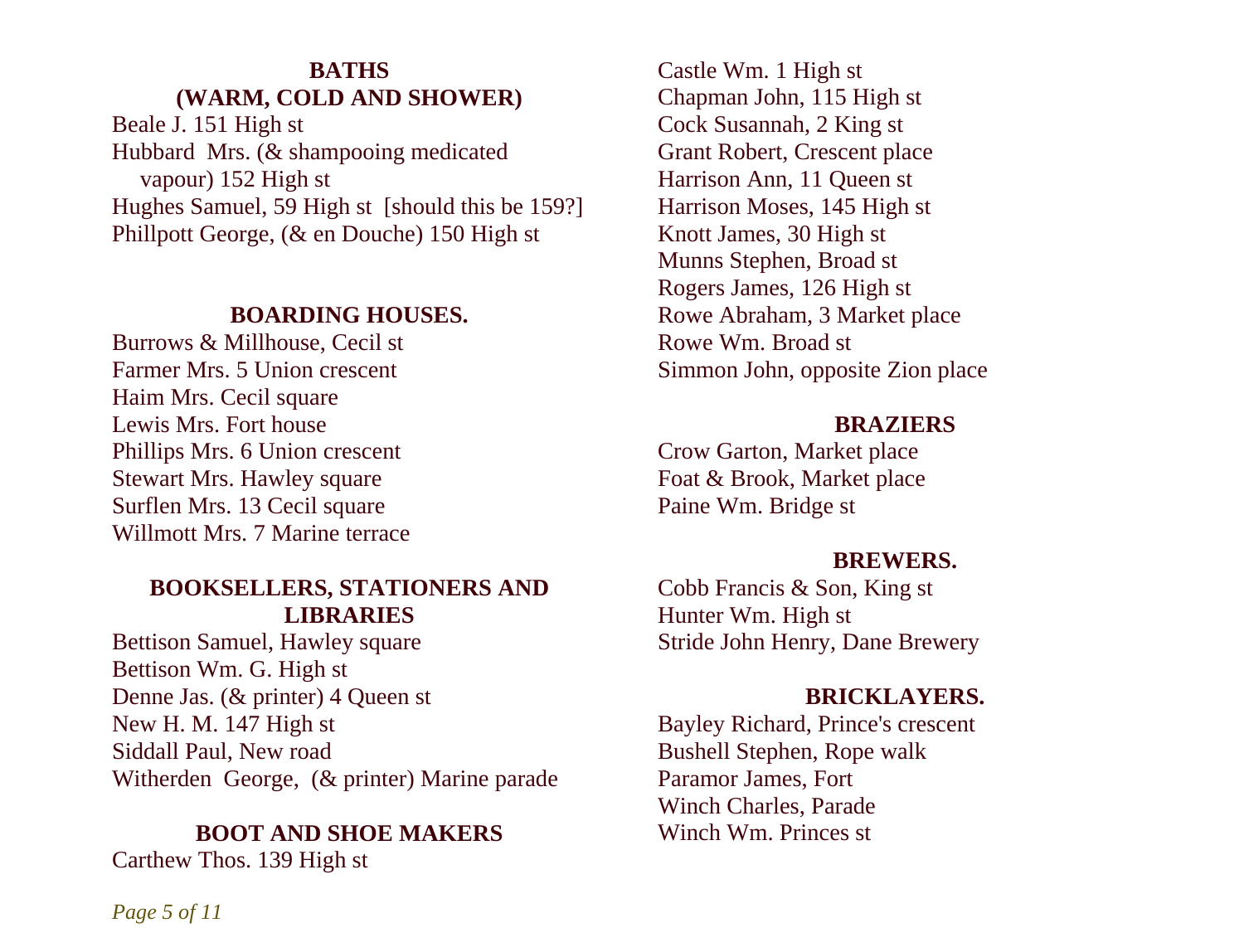## BATHS (WARM, COLD AND SHOWER)

Beale J. 151 High st
Hubbard Mrs. (& shampooing medicated vapour) 152 High st
Hughes Samuel, 59 High st [should this be 159?]
Phillpott George, (& en Douche) 150 High st

## BOARDING HOUSES.

Burrows & Millhouse, Cecil st
Farmer Mrs. 5 Union crescent
Haim Mrs. Cecil square
Lewis Mrs. Fort house
Phillips Mrs. 6 Union crescent
Stewart Mrs. Hawley square
Surflen Mrs. 13 Cecil square
Willmott Mrs. 7 Marine terrace

## BOOKSELLERS, STATIONERS AND LIBRARIES

Bettison Samuel, Hawley square
Bettison Wm. G. High st
Denne Jas. (& printer) 4 Queen st
New H. M. 147 High st
Siddall Paul, New road
Witherden George, (& printer) Marine parade

## BOOT AND SHOE MAKERS

Carthew Thos. 139 High st
Castle Wm. 1 High st
Chapman John, 115 High st
Cock Susannah, 2 King st
Grant Robert, Crescent place
Harrison Ann, 11 Queen st
Harrison Moses, 145 High st
Knott James, 30 High st
Munns Stephen, Broad st
Rogers James, 126 High st
Rowe Abraham, 3 Market place
Rowe Wm. Broad st
Simmon John, opposite Zion place

## BRAZIERS

Crow Garton, Market place
Foat & Brook, Market place
Paine Wm. Bridge st

## BREWERS.

Cobb Francis & Son, King st
Hunter Wm. High st
Stride John Henry, Dane Brewery

## BRICKLAYERS.

Bayley Richard, Prince's crescent
Bushell Stephen, Rope walk
Paramor James, Fort
Winch Charles, Parade
Winch Wm. Princes st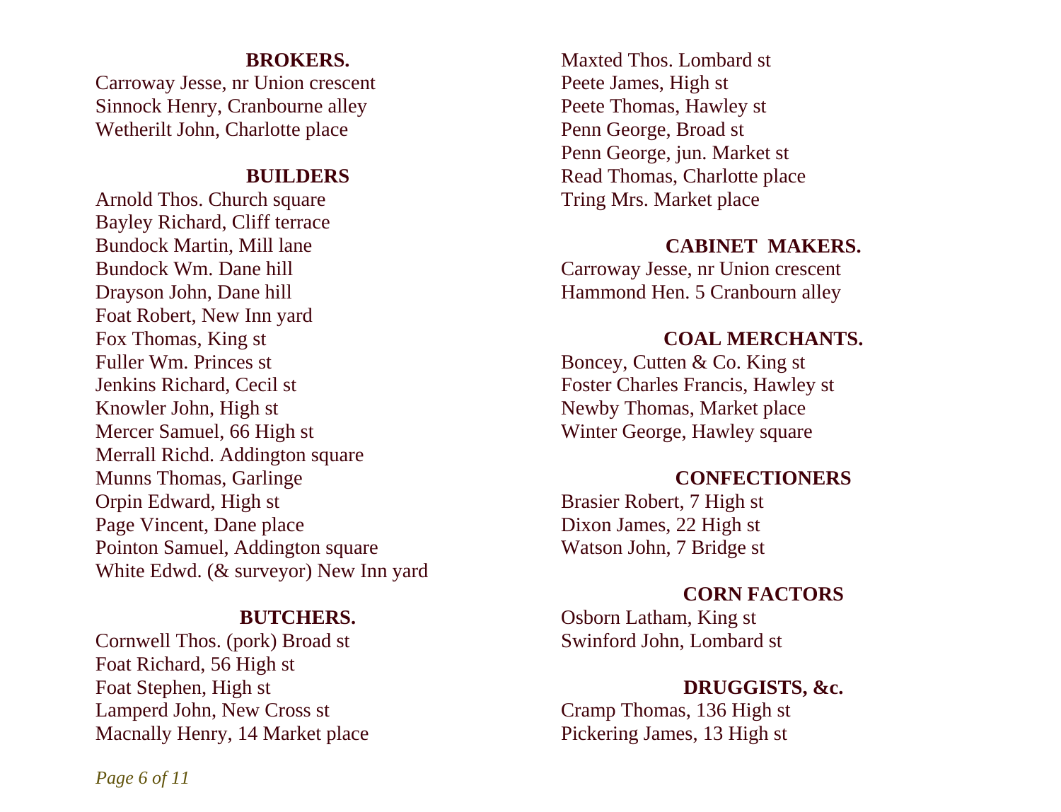## BROKERS.

Carroway Jesse, nr Union crescent
Sinnock Henry, Cranbourne alley
Wetherilt John, Charlotte place

## BUILDERS

Arnold Thos. Church square
Bayley Richard, Cliff terrace
Bundock Martin, Mill lane
Bundock Wm. Dane hill
Drayson John, Dane hill
Foat Robert, New Inn yard
Fox Thomas, King st
Fuller Wm. Princes st
Jenkins Richard, Cecil st
Knowler John, High st
Mercer Samuel, 66 High st
Merrall Richd. Addington square
Munns Thomas, Garlinge
Orpin Edward, High st
Page Vincent, Dane place
Pointon Samuel, Addington square
White Edwd. (& surveyor) New Inn yard

## BUTCHERS.

Cornwell Thos. (pork) Broad st
Foat Richard, 56 High st
Foat Stephen, High st
Lamperd John, New Cross st
Macnally Henry, 14 Market place
Maxted Thos. Lombard st
Peete James, High st
Peete Thomas, Hawley st
Penn George, Broad st
Penn George, jun. Market st
Read Thomas, Charlotte place
Tring Mrs. Market place

## CABINET MAKERS.

Carroway Jesse, nr Union crescent
Hammond Hen. 5 Cranbourn alley

## COAL MERCHANTS.

Boncey, Cutten & Co. King st
Foster Charles Francis, Hawley st
Newby Thomas, Market place
Winter George, Hawley square

## CONFECTIONERS

Brasier Robert, 7 High st
Dixon James, 22 High st
Watson John, 7 Bridge st

## CORN FACTORS

Osborn Latham, King st
Swinford John, Lombard st

## DRUGGISTS, &c.

Cramp Thomas, 136 High st
Pickering James, 13 High st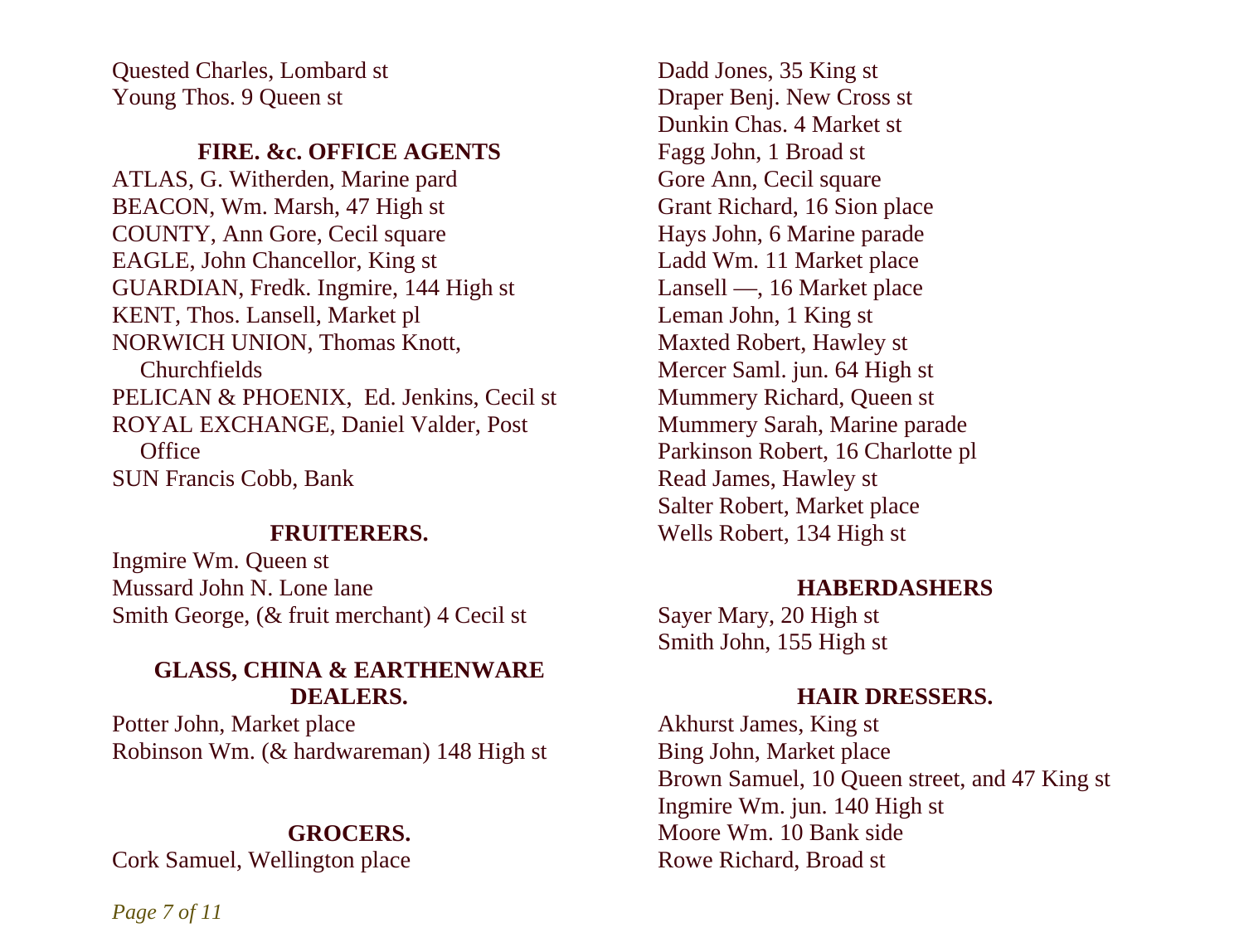Quested Charles, Lombard st
Young Thos. 9 Queen st

### FIRE. &c. OFFICE AGENTS

ATLAS, G. Witherden, Marine pard
BEACON, Wm. Marsh, 47 High st
COUNTY, Ann Gore, Cecil square
EAGLE, John Chancellor, King st
GUARDIAN, Fredk. Ingmire, 144 High st
KENT, Thos. Lansell, Market pl
NORWICH UNION, Thomas Knott, Churchfields
PELICAN & PHOENIX, Ed. Jenkins, Cecil st
ROYAL EXCHANGE, Daniel Valder, Post Office
SUN Francis Cobb, Bank

### FRUITERERS.

Ingmire Wm. Queen st
Mussard John N. Lone lane
Smith George, (& fruit merchant) 4 Cecil st

### GLASS, CHINA & EARTHENWARE DEALERS.

Potter John, Market place
Robinson Wm. (& hardwareman) 148 High st

### GROCERS.

Cork Samuel, Wellington place
Dadd Jones, 35 King st
Draper Benj. New Cross st
Dunkin Chas. 4 Market st
Fagg John, 1 Broad st
Gore Ann, Cecil square
Grant Richard, 16 Sion place
Hays John, 6 Marine parade
Ladd Wm. 11 Market place
Lansell —, 16 Market place
Leman John, 1 King st
Maxted Robert, Hawley st
Mercer Saml. jun. 64 High st
Mummery Richard, Queen st
Mummery Sarah, Marine parade
Parkinson Robert, 16 Charlotte pl
Read James, Hawley st
Salter Robert, Market place
Wells Robert, 134 High st

### HABERDASHERS

Sayer Mary, 20 High st
Smith John, 155 High st

### HAIR DRESSERS.

Akhurst James, King st
Bing John, Market place
Brown Samuel, 10 Queen street, and 47 King st
Ingmire Wm. jun. 140 High st
Moore Wm. 10 Bank side
Rowe Richard, Broad st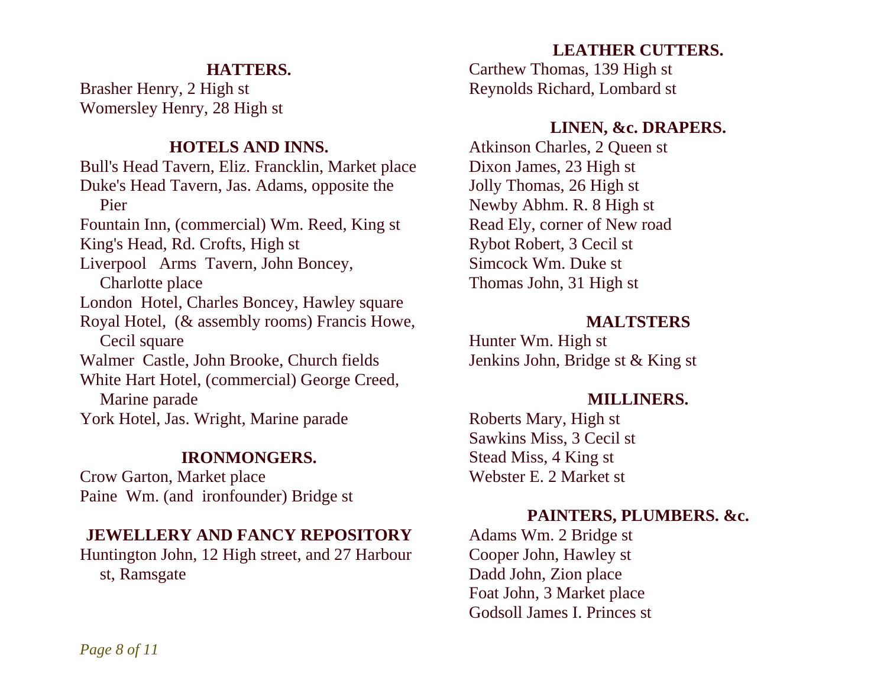## HATTERS.

Brasher Henry, 2 High st
Womersley Henry, 28 High st

## HOTELS AND INNS.

Bull's Head Tavern, Eliz. Francklin, Market place
Duke's Head Tavern, Jas. Adams, opposite the Pier
Fountain Inn, (commercial) Wm. Reed, King st
King's Head, Rd. Crofts, High st
Liverpool Arms Tavern, John Boncey, Charlotte place
London Hotel, Charles Boncey, Hawley square
Royal Hotel, (& assembly rooms) Francis Howe, Cecil square
Walmer Castle, John Brooke, Church fields
White Hart Hotel, (commercial) George Creed, Marine parade
York Hotel, Jas. Wright, Marine parade

## IRONMONGERS.

Crow Garton, Market place
Paine Wm. (and ironfounder) Bridge st

## JEWELLERY AND FANCY REPOSITORY

Huntington John, 12 High street, and 27 Harbour st, Ramsgate

## LEATHER CUTTERS.

Carthew Thomas, 139 High st
Reynolds Richard, Lombard st

## LINEN, &c. DRAPERS.

Atkinson Charles, 2 Queen st
Dixon James, 23 High st
Jolly Thomas, 26 High st
Newby Abhm. R. 8 High st
Read Ely, corner of New road
Rybot Robert, 3 Cecil st
Simcock Wm. Duke st
Thomas John, 31 High st

## MALTSTERS

Hunter Wm. High st
Jenkins John, Bridge st & King st

## MILLINERS.

Roberts Mary, High st
Sawkins Miss, 3 Cecil st
Stead Miss, 4 King st
Webster E. 2 Market st

## PAINTERS, PLUMBERS. &c.

Adams Wm. 2 Bridge st
Cooper John, Hawley st
Dadd John, Zion place
Foat John, 3 Market place
Godsoll James I. Princes st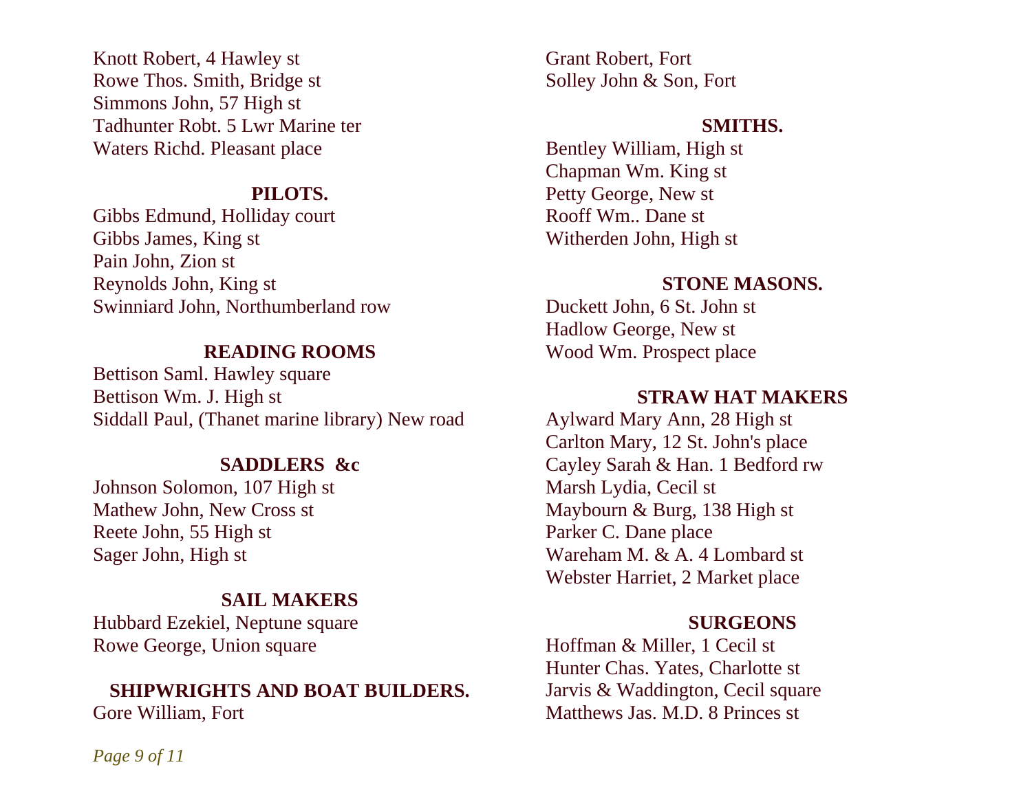Knott Robert, 4 Hawley st
Rowe Thos. Smith, Bridge st
Simmons John, 57 High st
Tadhunter Robt. 5 Lwr Marine ter
Waters Richd. Pleasant place

**PILOTS.**

Gibbs Edmund, Holliday court
Gibbs James, King st
Pain John, Zion st
Reynolds John, King st
Swinniard John, Northumberland row

**READING ROOMS**

Bettison Saml. Hawley square
Bettison Wm. J. High st
Siddall Paul, (Thanet marine library) New road

**SADDLERS &c**

Johnson Solomon, 107 High st
Mathew John, New Cross st
Reete John, 55 High st
Sager John, High st

**SAIL MAKERS**

Hubbard Ezekiel, Neptune square
Rowe George, Union square

**SHIPWRIGHTS AND BOAT BUILDERS.**

Gore William, Fort
Grant Robert, Fort
Solley John & Son, Fort

**SMITHS.**

Bentley William, High st
Chapman Wm. King st
Petty George, New st
Rooff Wm.. Dane st
Witherden John, High st

**STONE MASONS.**

Duckett John, 6 St. John st
Hadlow George, New st
Wood Wm. Prospect place

**STRAW HAT MAKERS**

Aylward Mary Ann, 28 High st
Carlton Mary, 12 St. John's place
Cayley Sarah & Han. 1 Bedford rw
Marsh Lydia, Cecil st
Maybourn & Burg, 138 High st
Parker C. Dane place
Wareham M. & A. 4 Lombard st
Webster Harriet, 2 Market place

**SURGEONS**

Hoffman & Miller, 1 Cecil st
Hunter Chas. Yates, Charlotte st
Jarvis & Waddington, Cecil square
Matthews Jas. M.D. 8 Princes st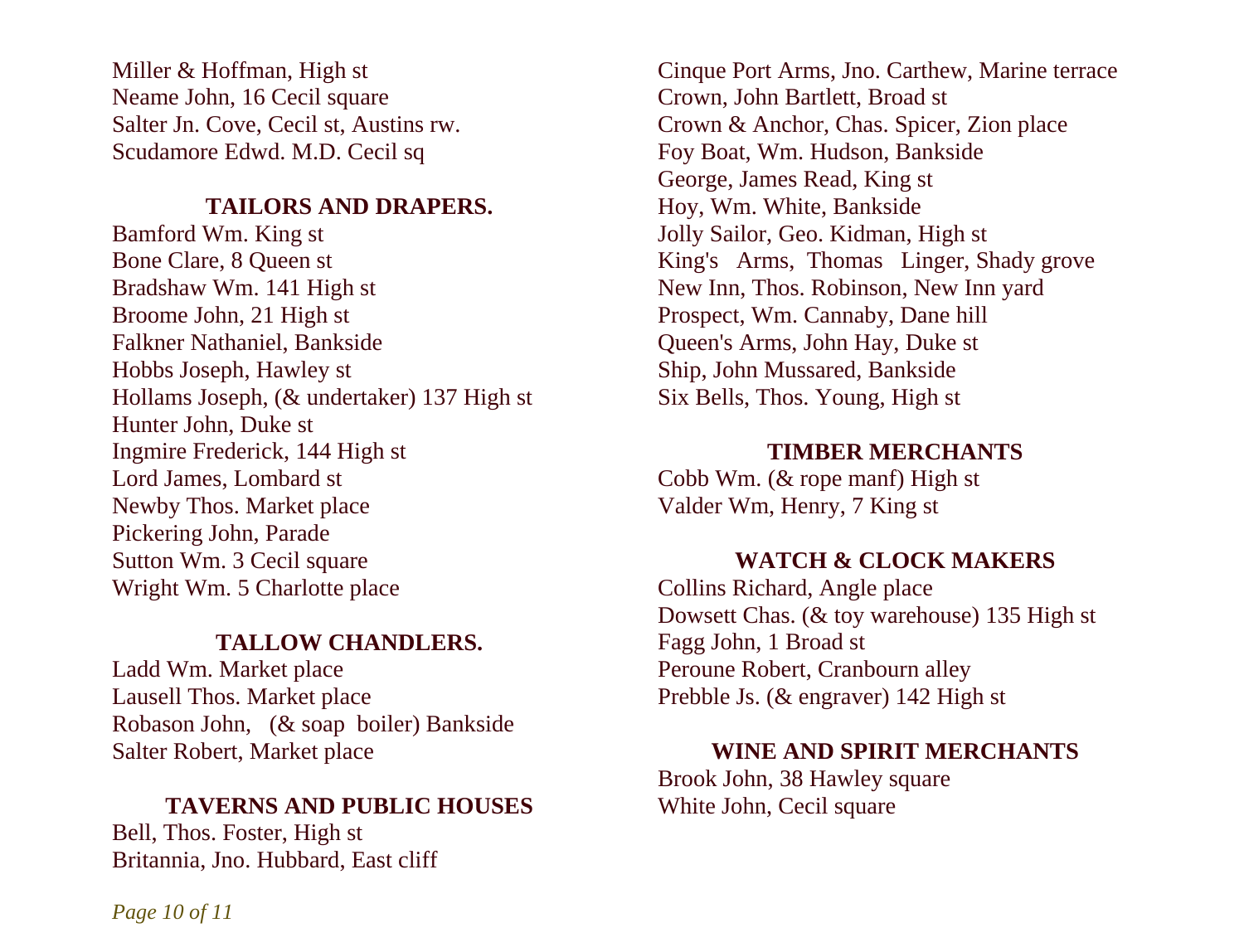Miller & Hoffman, High st
Neame John, 16 Cecil square
Salter Jn. Cove, Cecil st, Austins rw.
Scudamore Edwd. M.D. Cecil sq

### TAILORS AND DRAPERS.

Bamford Wm. King st
Bone Clare, 8 Queen st
Bradshaw Wm. 141 High st
Broome John, 21 High st
Falkner Nathaniel, Bankside
Hobbs Joseph, Hawley st
Hollams Joseph, (& undertaker) 137 High st
Hunter John, Duke st
Ingmire Frederick, 144 High st
Lord James, Lombard st
Newby Thos. Market place
Pickering John, Parade
Sutton Wm. 3 Cecil square
Wright Wm. 5 Charlotte place

### TALLOW CHANDLERS.

Ladd Wm. Market place
Lausell Thos. Market place
Robason John, (& soap boiler) Bankside
Salter Robert, Market place

### TAVERNS AND PUBLIC HOUSES

Bell, Thos. Foster, High st
Britannia, Jno. Hubbard, East cliff
Cinque Port Arms, Jno. Carthew, Marine terrace
Crown, John Bartlett, Broad st
Crown & Anchor, Chas. Spicer, Zion place
Foy Boat, Wm. Hudson, Bankside
George, James Read, King st
Hoy, Wm. White, Bankside
Jolly Sailor, Geo. Kidman, High st
King's Arms, Thomas Linger, Shady grove
New Inn, Thos. Robinson, New Inn yard
Prospect, Wm. Cannaby, Dane hill
Queen's Arms, John Hay, Duke st
Ship, John Mussared, Bankside
Six Bells, Thos. Young, High st

### TIMBER MERCHANTS

Cobb Wm. (& rope manf) High st
Valder Wm, Henry, 7 King st

### WATCH & CLOCK MAKERS

Collins Richard, Angle place
Dowsett Chas. (& toy warehouse) 135 High st
Fagg John, 1 Broad st
Peroune Robert, Cranbourn alley
Prebble Js. (& engraver) 142 High st

### WINE AND SPIRIT MERCHANTS

Brook John, 38 Hawley square
White John, Cecil square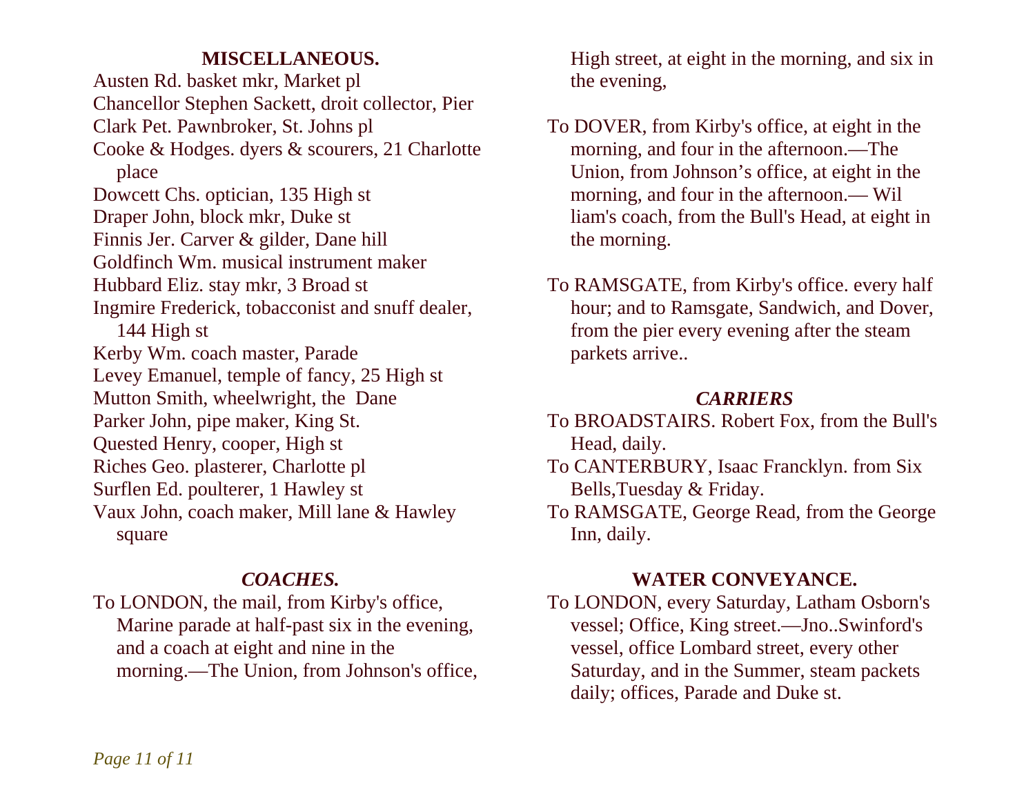## MISCELLANEOUS.

Austen Rd. basket mkr, Market pl
Chancellor Stephen Sackett, droit collector, Pier
Clark Pet. Pawnbroker, St. Johns pl
Cooke & Hodges. dyers & scourers, 21 Charlotte place
Dowcett Chs. optician, 135 High st
Draper John, block mkr, Duke st
Finnis Jer. Carver & gilder, Dane hill
Goldfinch Wm. musical instrument maker
Hubbard Eliz. stay mkr, 3 Broad st
Ingmire Frederick, tobacconist and snuff dealer, 144 High st
Kerby Wm. coach master, Parade
Levey Emanuel, temple of fancy, 25 High st
Mutton Smith, wheelwright, the Dane
Parker John, pipe maker, King St.
Quested Henry, cooper, High st
Riches Geo. plasterer, Charlotte pl
Surflen Ed. poulterer, 1 Hawley st
Vaux John, coach maker, Mill lane & Hawley square

## *COACHES.*

To LONDON, the mail, from Kirby's office, Marine parade at half-past six in the evening, and a coach at eight and nine in the morning.—The Union, from Johnson's office, High street, at eight in the morning, and six in the evening,

To DOVER, from Kirby's office, at eight in the morning, and four in the afternoon.—The Union, from Johnson's office, at eight in the morning, and four in the afternoon.— William's coach, from the Bull's Head, at eight in the morning.

To RAMSGATE, from Kirby's office. every half hour; and to Ramsgate, Sandwich, and Dover, from the pier every evening after the steam parkets arrive..

## *CARRIERS*

To BROADSTAIRS. Robert Fox, from the Bull's Head, daily.
To CANTERBURY, Isaac Francklyn. from Six Bells,Tuesday & Friday.
To RAMSGATE, George Read, from the George Inn, daily.

## WATER CONVEYANCE.

To LONDON, every Saturday, Latham Osborn's vessel; Office, King street.—Jno..Swinford's vessel, office Lombard street, every other Saturday, and in the Summer, steam packets daily; offices, Parade and Duke st.